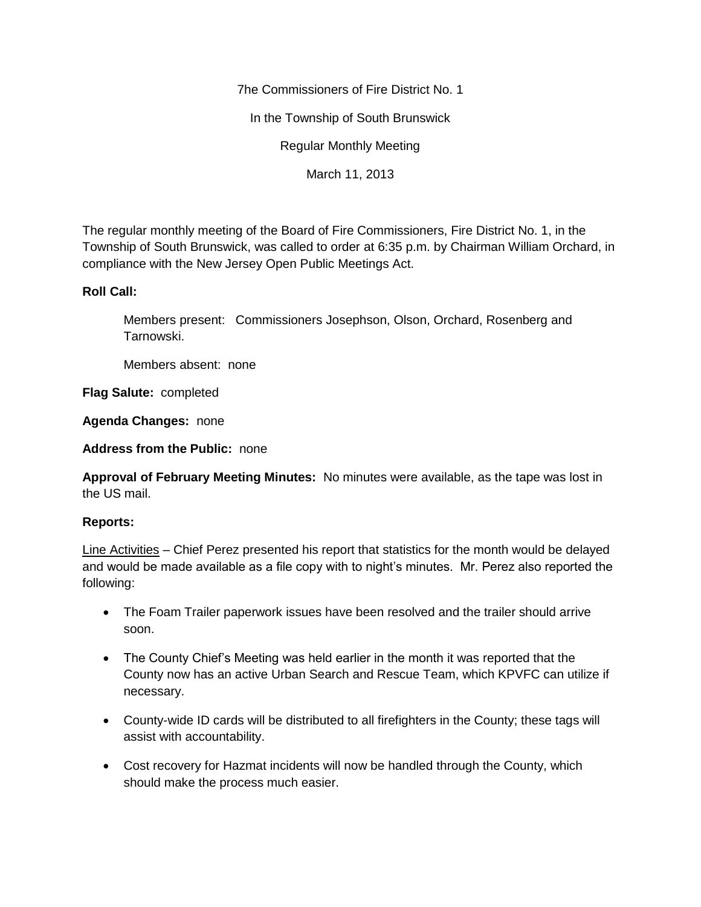7he Commissioners of Fire District No. 1

In the Township of South Brunswick

Regular Monthly Meeting

March 11, 2013

The regular monthly meeting of the Board of Fire Commissioners, Fire District No. 1, in the Township of South Brunswick, was called to order at 6:35 p.m. by Chairman William Orchard, in compliance with the New Jersey Open Public Meetings Act.

**Roll Call:**

Members present: Commissioners Josephson, Olson, Orchard, Rosenberg and Tarnowski.

Members absent: none

**Flag Salute:** completed

**Agenda Changes:** none

**Address from the Public:** none

**Approval of February Meeting Minutes:** No minutes were available, as the tape was lost in the US mail.

**Reports:**

Line Activities – Chief Perez presented his report that statistics for the month would be delayed and would be made available as a file copy with to night's minutes. Mr. Perez also reported the following:

- The Foam Trailer paperwork issues have been resolved and the trailer should arrive soon.
- The County Chief's Meeting was held earlier in the month it was reported that the County now has an active Urban Search and Rescue Team, which KPVFC can utilize if necessary.
- County-wide ID cards will be distributed to all firefighters in the County; these tags will assist with accountability.
- Cost recovery for Hazmat incidents will now be handled through the County, which should make the process much easier.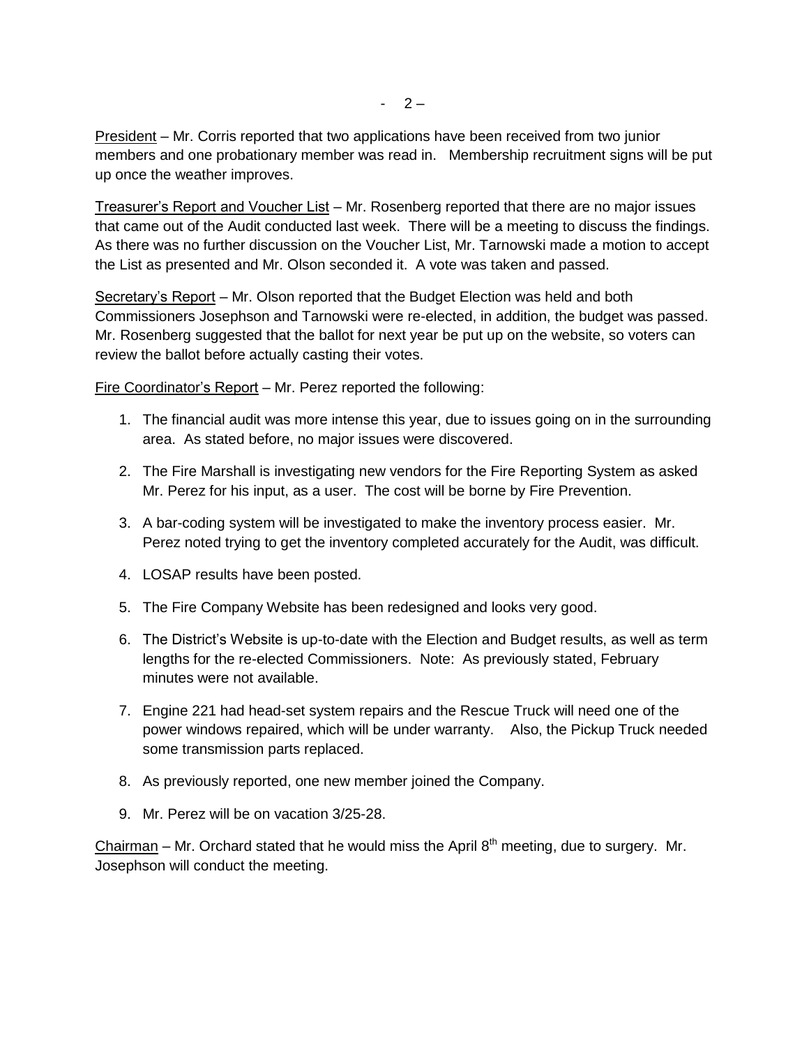President – Mr. Corris reported that two applications have been received from two junior members and one probationary member was read in. Membership recruitment signs will be put up once the weather improves.

Treasurer's Report and Voucher List – Mr. Rosenberg reported that there are no major issues that came out of the Audit conducted last week. There will be a meeting to discuss the findings. As there was no further discussion on the Voucher List, Mr. Tarnowski made a motion to accept the List as presented and Mr. Olson seconded it. A vote was taken and passed.

Secretary's Report – Mr. Olson reported that the Budget Election was held and both Commissioners Josephson and Tarnowski were re-elected, in addition, the budget was passed. Mr. Rosenberg suggested that the ballot for next year be put up on the website, so voters can review the ballot before actually casting their votes.

Fire Coordinator's Report – Mr. Perez reported the following:

1. The financial audit was more intense this year, due to issues going on in the surrounding area. As stated before, no major issues were discovered.
2. The Fire Marshall is investigating new vendors for the Fire Reporting System as asked Mr. Perez for his input, as a user. The cost will be borne by Fire Prevention.
3. A bar-coding system will be investigated to make the inventory process easier. Mr. Perez noted trying to get the inventory completed accurately for the Audit, was difficult.
4. LOSAP results have been posted.
5. The Fire Company Website has been redesigned and looks very good.
6. The District's Website is up-to-date with the Election and Budget results, as well as term lengths for the re-elected Commissioners. Note: As previously stated, February minutes were not available.
7. Engine 221 had head-set system repairs and the Rescue Truck will need one of the power windows repaired, which will be under warranty. Also, the Pickup Truck needed some transmission parts replaced.
8. As previously reported, one new member joined the Company.
9. Mr. Perez will be on vacation 3/25-28.

Chairman – Mr. Orchard stated that he would miss the April 8th meeting, due to surgery. Mr. Josephson will conduct the meeting.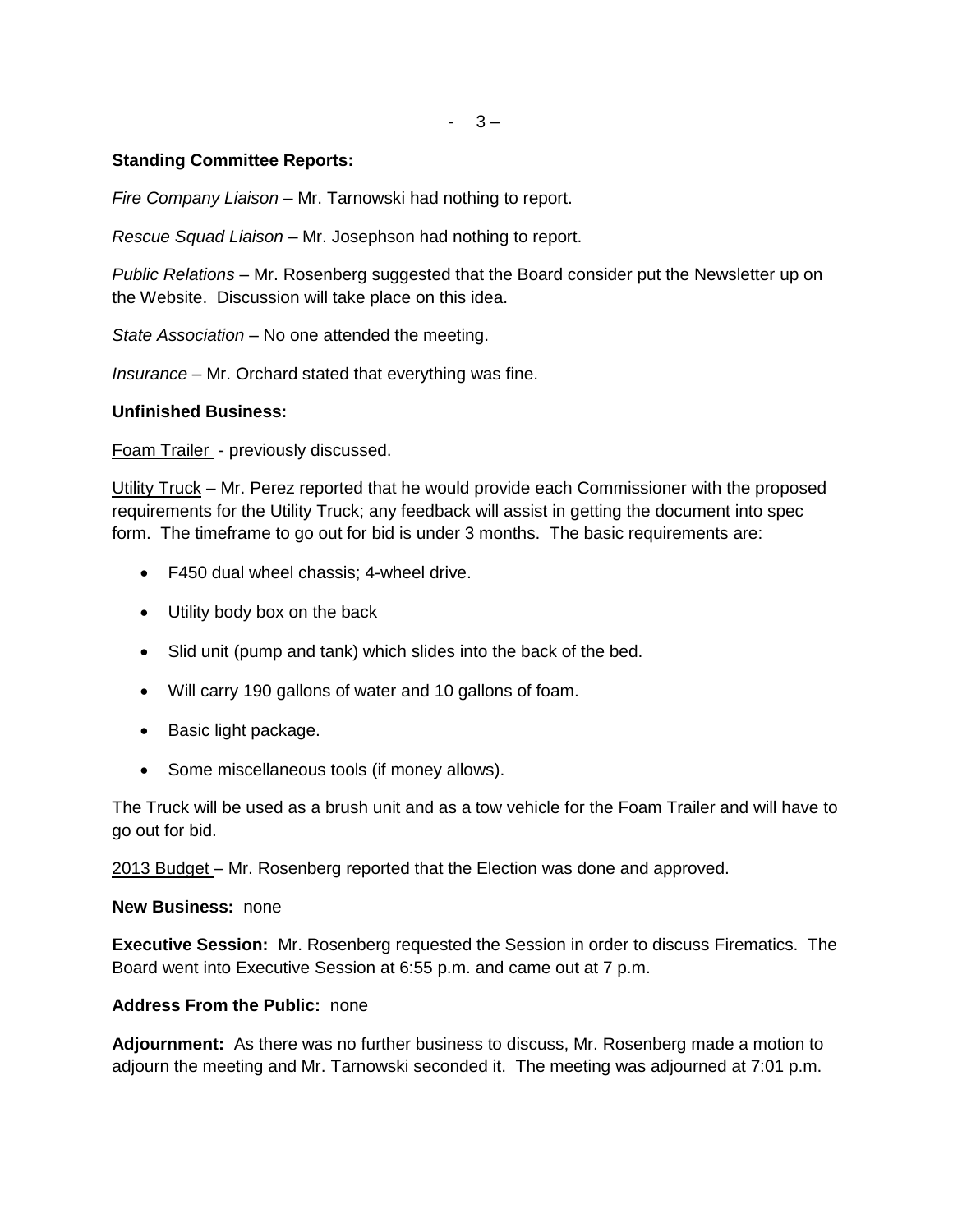**Standing Committee Reports:**

*Fire Company Liaison* – Mr. Tarnowski had nothing to report.

*Rescue Squad Liaison* – Mr. Josephson had nothing to report.

*Public Relations* – Mr. Rosenberg suggested that the Board consider put the Newsletter up on the Website. Discussion will take place on this idea.

*State Association* – No one attended the meeting.

*Insurance* – Mr. Orchard stated that everything was fine.

**Unfinished Business:**

Foam Trailer - previously discussed.

Utility Truck – Mr. Perez reported that he would provide each Commissioner with the proposed requirements for the Utility Truck; any feedback will assist in getting the document into spec form. The timeframe to go out for bid is under 3 months. The basic requirements are:

- F450 dual wheel chassis; 4-wheel drive.
- Utility body box on the back
- Slid unit (pump and tank) which slides into the back of the bed.
- Will carry 190 gallons of water and 10 gallons of foam.
- Basic light package.
- Some miscellaneous tools (if money allows).

The Truck will be used as a brush unit and as a tow vehicle for the Foam Trailer and will have to go out for bid.

2013 Budget – Mr. Rosenberg reported that the Election was done and approved.

**New Business:** none

**Executive Session:** Mr. Rosenberg requested the Session in order to discuss Firematics. The Board went into Executive Session at 6:55 p.m. and came out at 7 p.m.

**Address From the Public:** none

**Adjournment:** As there was no further business to discuss, Mr. Rosenberg made a motion to adjourn the meeting and Mr. Tarnowski seconded it. The meeting was adjourned at 7:01 p.m.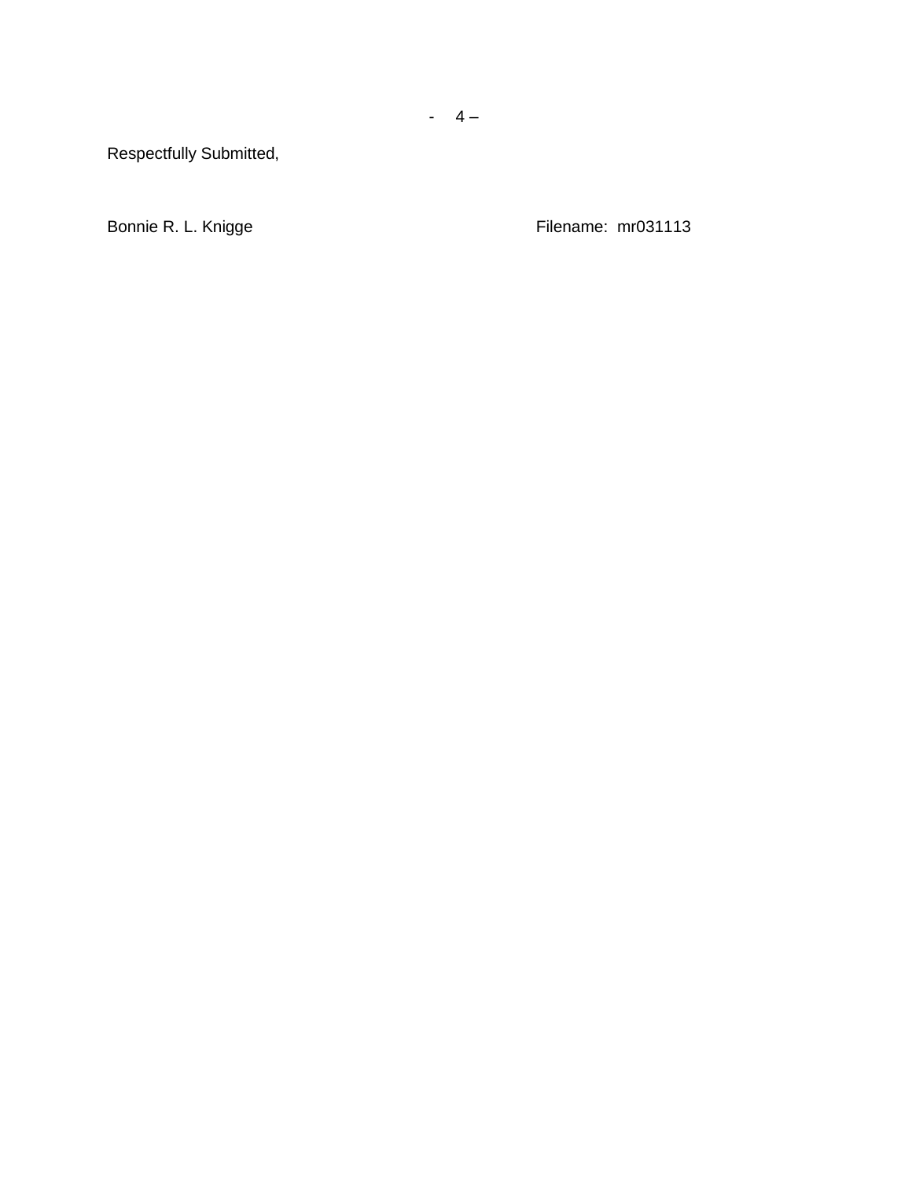Respectfully Submitted,

Bonnie R. L. Knigge                                        Filename:  mr031113